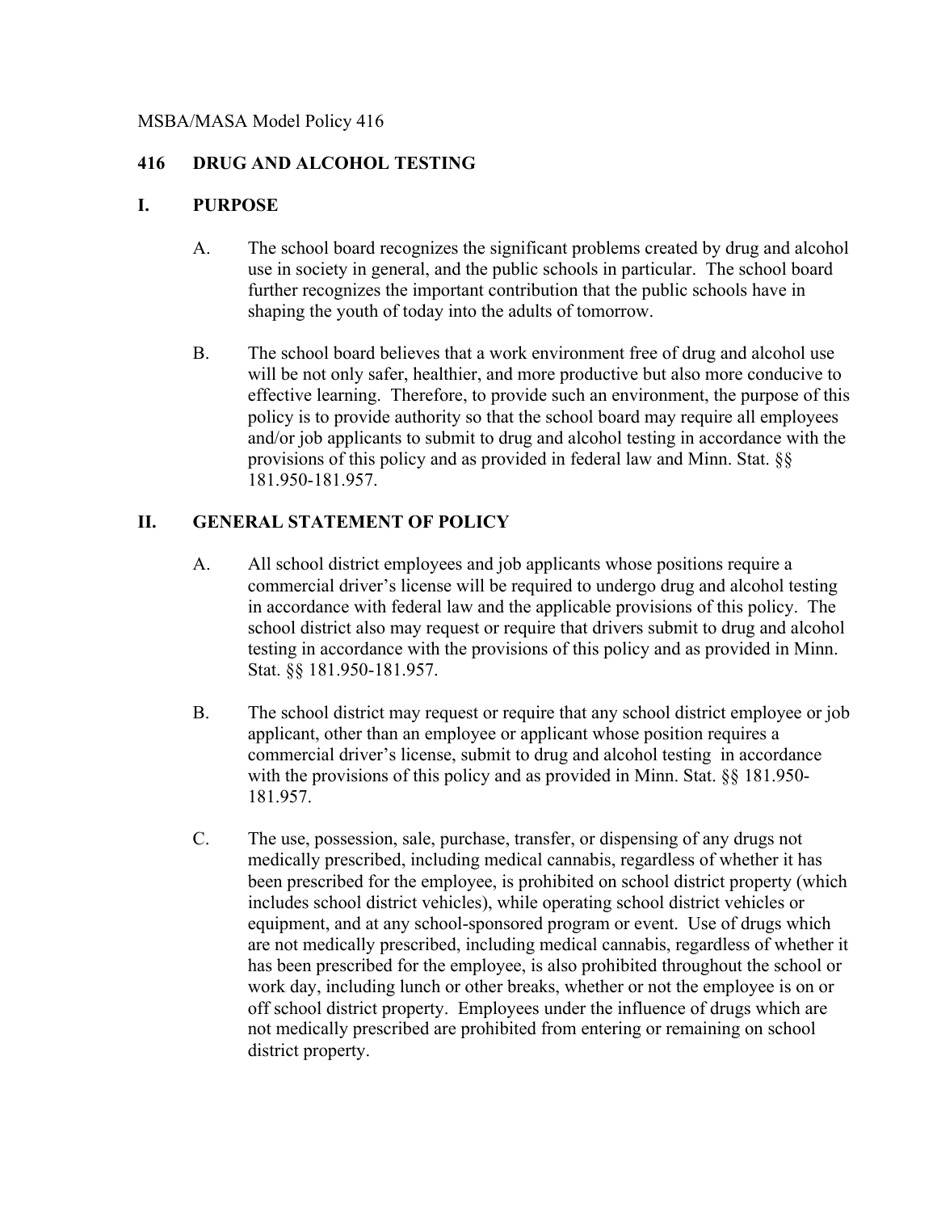MSBA/MASA Model Policy 416

# 416 DRUG AND ALCOHOL TESTING

## I. PURPOSE

A. The school board recognizes the significant problems created by drug and alcohol use in society in general, and the public schools in particular. The school board further recognizes the important contribution that the public schools have in shaping the youth of today into the adults of tomorrow.

B. The school board believes that a work environment free of drug and alcohol use will be not only safer, healthier, and more productive but also more conducive to effective learning. Therefore, to provide such an environment, the purpose of this policy is to provide authority so that the school board may require all employees and/or job applicants to submit to drug and alcohol testing in accordance with the provisions of this policy and as provided in federal law and Minn. Stat. §§ 181.950-181.957.

## II. GENERAL STATEMENT OF POLICY

A. All school district employees and job applicants whose positions require a commercial driver's license will be required to undergo drug and alcohol testing in accordance with federal law and the applicable provisions of this policy. The school district also may request or require that drivers submit to drug and alcohol testing in accordance with the provisions of this policy and as provided in Minn. Stat. §§ 181.950-181.957.

B. The school district may request or require that any school district employee or job applicant, other than an employee or applicant whose position requires a commercial driver's license, submit to drug and alcohol testing in accordance with the provisions of this policy and as provided in Minn. Stat. §§ 181.950-181.957.

C. The use, possession, sale, purchase, transfer, or dispensing of any drugs not medically prescribed, including medical cannabis, regardless of whether it has been prescribed for the employee, is prohibited on school district property (which includes school district vehicles), while operating school district vehicles or equipment, and at any school-sponsored program or event. Use of drugs which are not medically prescribed, including medical cannabis, regardless of whether it has been prescribed for the employee, is also prohibited throughout the school or work day, including lunch or other breaks, whether or not the employee is on or off school district property. Employees under the influence of drugs which are not medically prescribed are prohibited from entering or remaining on school district property.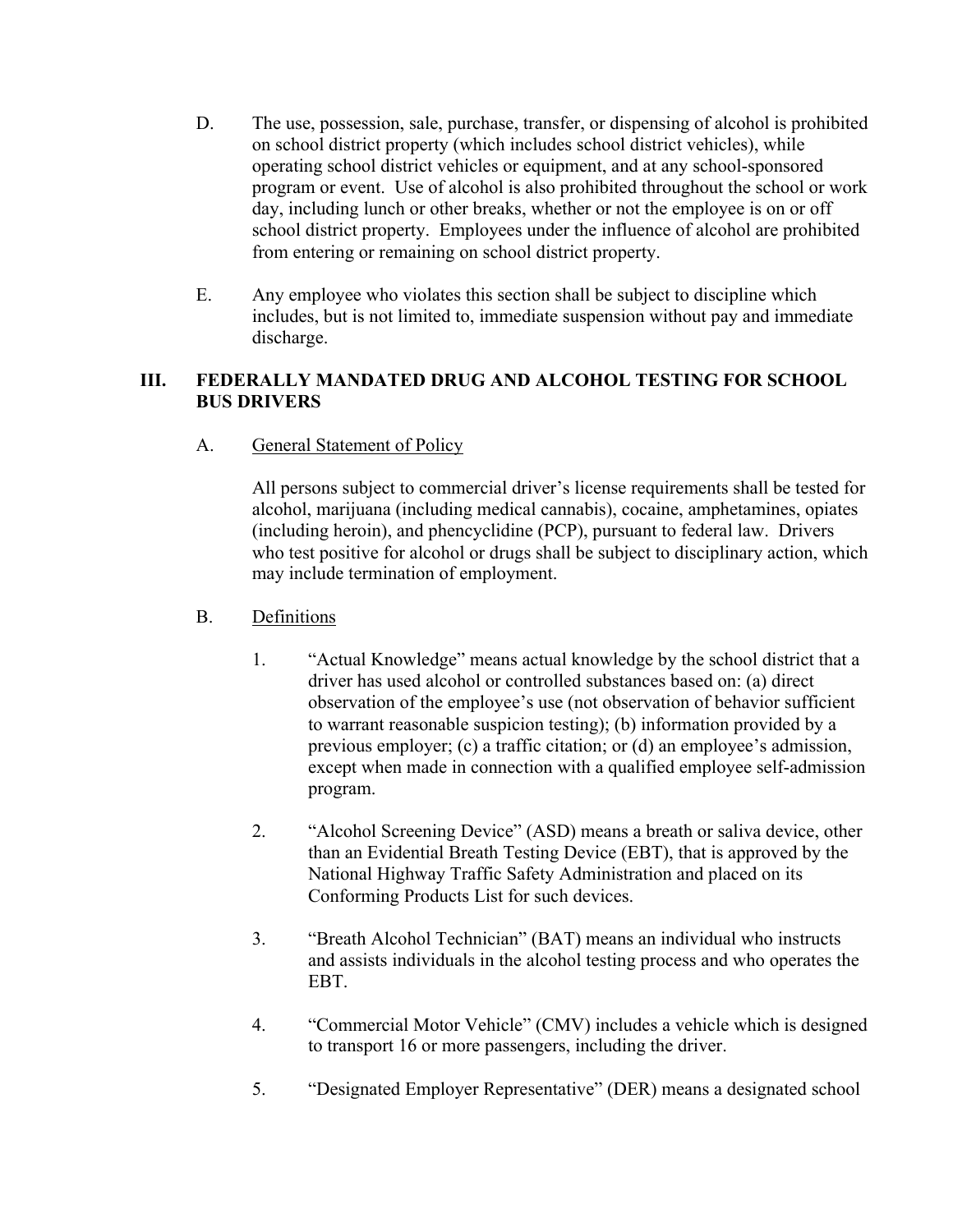D. The use, possession, sale, purchase, transfer, or dispensing of alcohol is prohibited on school district property (which includes school district vehicles), while operating school district vehicles or equipment, and at any school-sponsored program or event. Use of alcohol is also prohibited throughout the school or work day, including lunch or other breaks, whether or not the employee is on or off school district property. Employees under the influence of alcohol are prohibited from entering or remaining on school district property.

E. Any employee who violates this section shall be subject to discipline which includes, but is not limited to, immediate suspension without pay and immediate discharge.

## III. FEDERALLY MANDATED DRUG AND ALCOHOL TESTING FOR SCHOOL BUS DRIVERS

A. General Statement of Policy

All persons subject to commercial driver's license requirements shall be tested for alcohol, marijuana (including medical cannabis), cocaine, amphetamines, opiates (including heroin), and phencyclidine (PCP), pursuant to federal law. Drivers who test positive for alcohol or drugs shall be subject to disciplinary action, which may include termination of employment.

B. Definitions

1. "Actual Knowledge" means actual knowledge by the school district that a driver has used alcohol or controlled substances based on: (a) direct observation of the employee's use (not observation of behavior sufficient to warrant reasonable suspicion testing); (b) information provided by a previous employer; (c) a traffic citation; or (d) an employee's admission, except when made in connection with a qualified employee self-admission program.

2. "Alcohol Screening Device" (ASD) means a breath or saliva device, other than an Evidential Breath Testing Device (EBT), that is approved by the National Highway Traffic Safety Administration and placed on its Conforming Products List for such devices.

3. "Breath Alcohol Technician" (BAT) means an individual who instructs and assists individuals in the alcohol testing process and who operates the EBT.

4. "Commercial Motor Vehicle" (CMV) includes a vehicle which is designed to transport 16 or more passengers, including the driver.

5. "Designated Employer Representative" (DER) means a designated school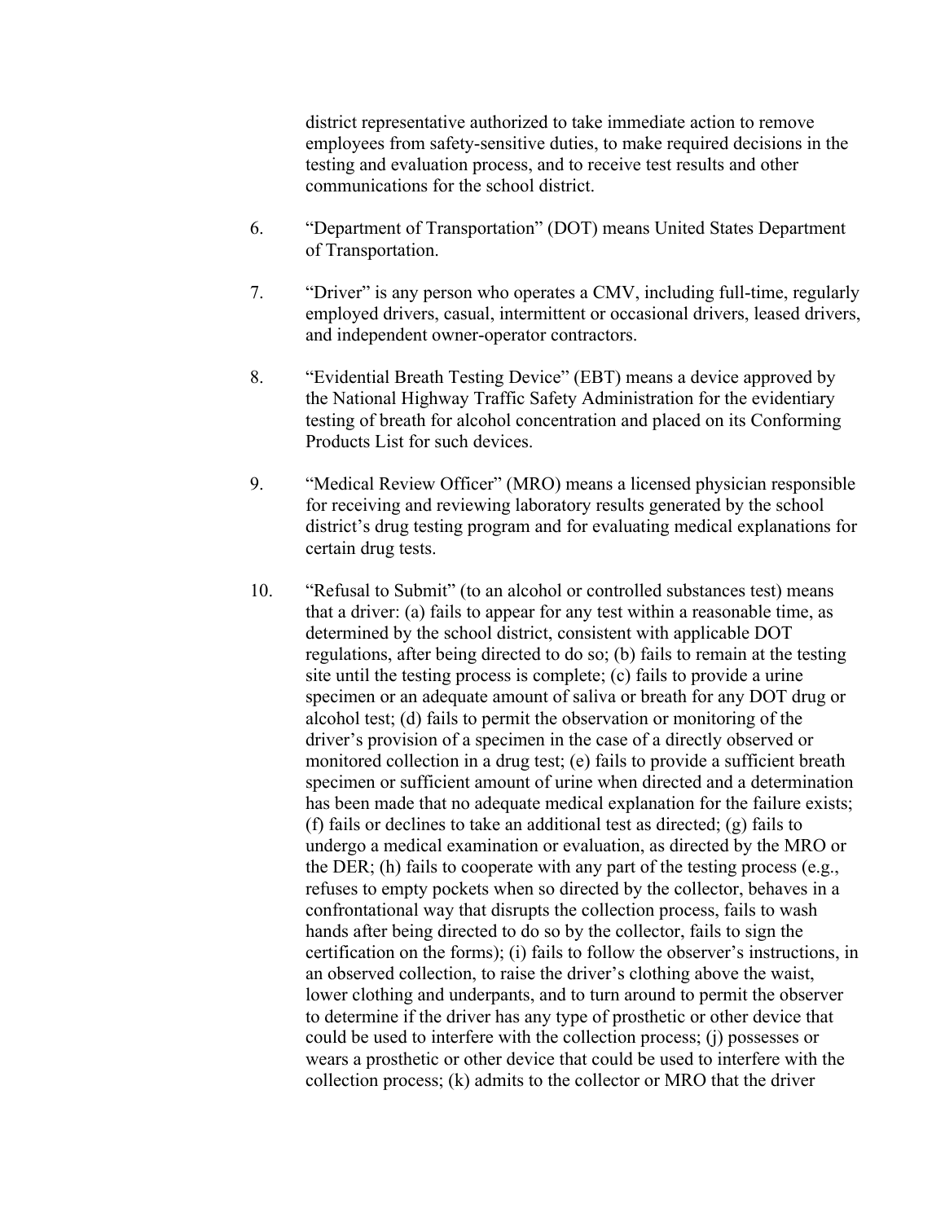district representative authorized to take immediate action to remove employees from safety-sensitive duties, to make required decisions in the testing and evaluation process, and to receive test results and other communications for the school district.

6. "Department of Transportation" (DOT) means United States Department of Transportation.

7. "Driver" is any person who operates a CMV, including full-time, regularly employed drivers, casual, intermittent or occasional drivers, leased drivers, and independent owner-operator contractors.

8. "Evidential Breath Testing Device" (EBT) means a device approved by the National Highway Traffic Safety Administration for the evidentiary testing of breath for alcohol concentration and placed on its Conforming Products List for such devices.

9. "Medical Review Officer" (MRO) means a licensed physician responsible for receiving and reviewing laboratory results generated by the school district's drug testing program and for evaluating medical explanations for certain drug tests.

10. "Refusal to Submit" (to an alcohol or controlled substances test) means that a driver: (a) fails to appear for any test within a reasonable time, as determined by the school district, consistent with applicable DOT regulations, after being directed to do so; (b) fails to remain at the testing site until the testing process is complete; (c) fails to provide a urine specimen or an adequate amount of saliva or breath for any DOT drug or alcohol test; (d) fails to permit the observation or monitoring of the driver's provision of a specimen in the case of a directly observed or monitored collection in a drug test; (e) fails to provide a sufficient breath specimen or sufficient amount of urine when directed and a determination has been made that no adequate medical explanation for the failure exists; (f) fails or declines to take an additional test as directed; (g) fails to undergo a medical examination or evaluation, as directed by the MRO or the DER; (h) fails to cooperate with any part of the testing process (e.g., refuses to empty pockets when so directed by the collector, behaves in a confrontational way that disrupts the collection process, fails to wash hands after being directed to do so by the collector, fails to sign the certification on the forms); (i) fails to follow the observer's instructions, in an observed collection, to raise the driver's clothing above the waist, lower clothing and underpants, and to turn around to permit the observer to determine if the driver has any type of prosthetic or other device that could be used to interfere with the collection process; (j) possesses or wears a prosthetic or other device that could be used to interfere with the collection process; (k) admits to the collector or MRO that the driver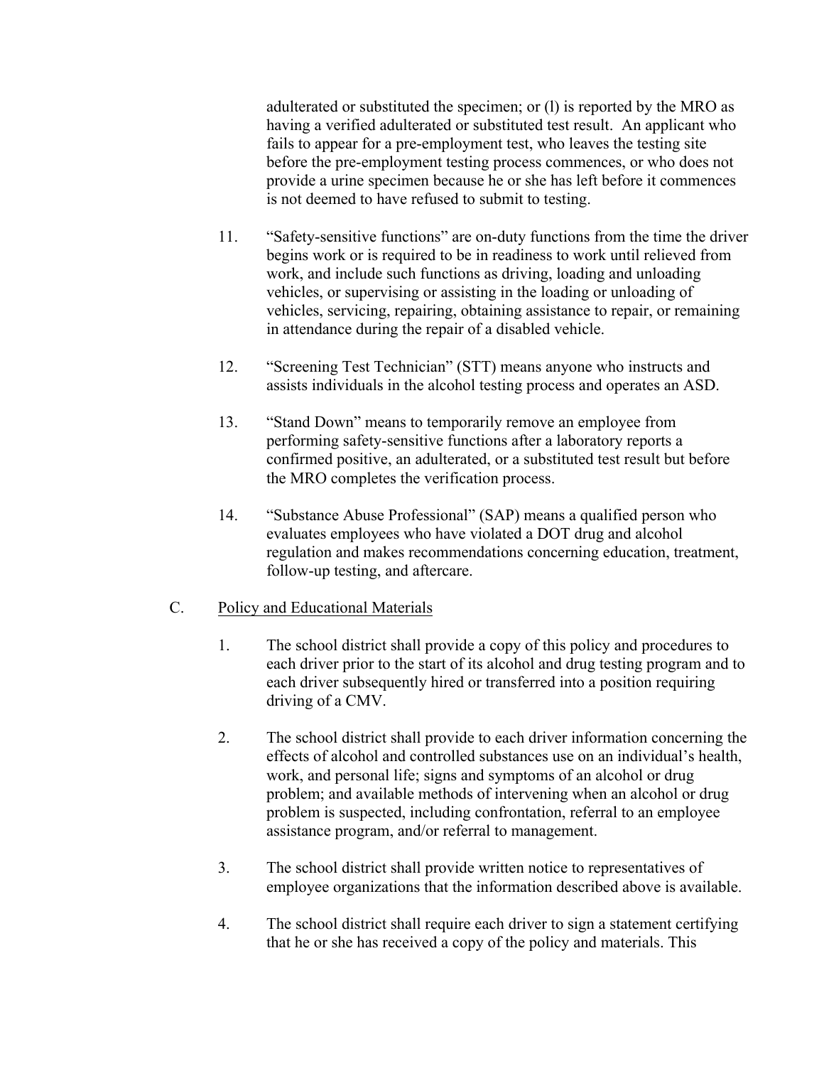adulterated or substituted the specimen; or (l) is reported by the MRO as having a verified adulterated or substituted test result. An applicant who fails to appear for a pre-employment test, who leaves the testing site before the pre-employment testing process commences, or who does not provide a urine specimen because he or she has left before it commences is not deemed to have refused to submit to testing.

11. "Safety-sensitive functions" are on-duty functions from the time the driver begins work or is required to be in readiness to work until relieved from work, and include such functions as driving, loading and unloading vehicles, or supervising or assisting in the loading or unloading of vehicles, servicing, repairing, obtaining assistance to repair, or remaining in attendance during the repair of a disabled vehicle.

12. "Screening Test Technician" (STT) means anyone who instructs and assists individuals in the alcohol testing process and operates an ASD.

13. "Stand Down" means to temporarily remove an employee from performing safety-sensitive functions after a laboratory reports a confirmed positive, an adulterated, or a substituted test result but before the MRO completes the verification process.

14. "Substance Abuse Professional" (SAP) means a qualified person who evaluates employees who have violated a DOT drug and alcohol regulation and makes recommendations concerning education, treatment, follow-up testing, and aftercare.

C. Policy and Educational Materials

1. The school district shall provide a copy of this policy and procedures to each driver prior to the start of its alcohol and drug testing program and to each driver subsequently hired or transferred into a position requiring driving of a CMV.

2. The school district shall provide to each driver information concerning the effects of alcohol and controlled substances use on an individual's health, work, and personal life; signs and symptoms of an alcohol or drug problem; and available methods of intervening when an alcohol or drug problem is suspected, including confrontation, referral to an employee assistance program, and/or referral to management.

3. The school district shall provide written notice to representatives of employee organizations that the information described above is available.

4. The school district shall require each driver to sign a statement certifying that he or she has received a copy of the policy and materials. This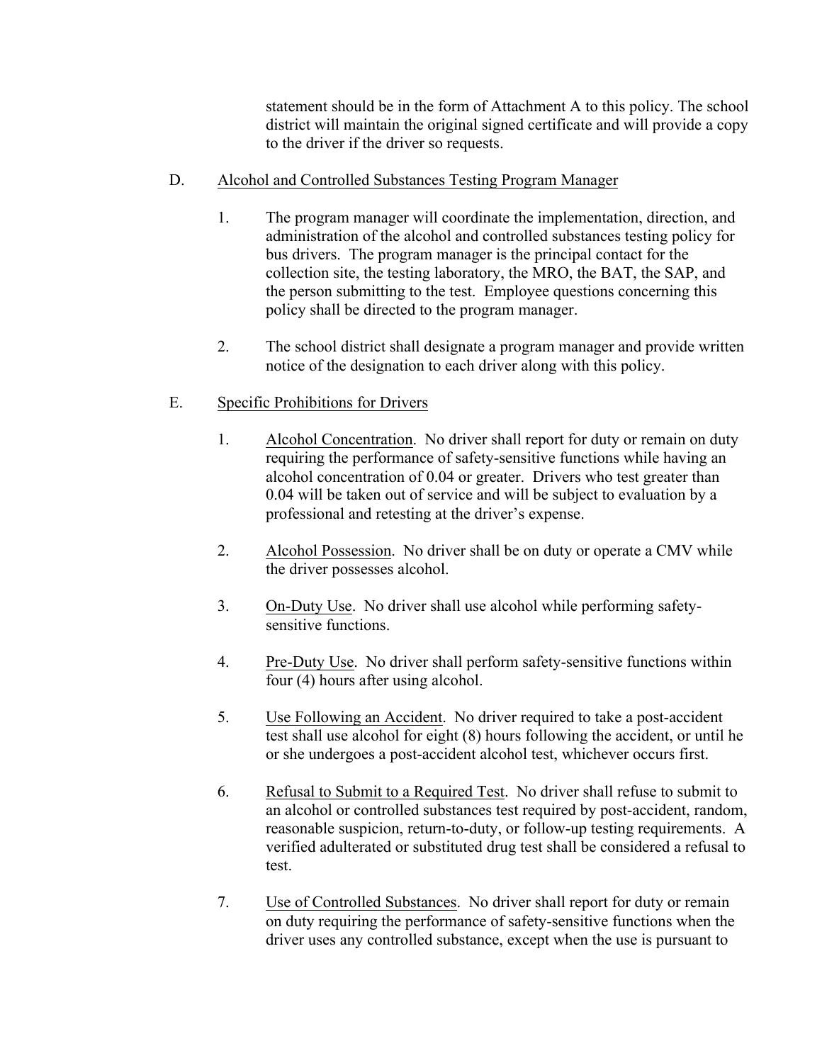statement should be in the form of Attachment A to this policy. The school district will maintain the original signed certificate and will provide a copy to the driver if the driver so requests.

D. Alcohol and Controlled Substances Testing Program Manager

1. The program manager will coordinate the implementation, direction, and administration of the alcohol and controlled substances testing policy for bus drivers. The program manager is the principal contact for the collection site, the testing laboratory, the MRO, the BAT, the SAP, and the person submitting to the test. Employee questions concerning this policy shall be directed to the program manager.

2. The school district shall designate a program manager and provide written notice of the designation to each driver along with this policy.

E. Specific Prohibitions for Drivers

1. Alcohol Concentration. No driver shall report for duty or remain on duty requiring the performance of safety-sensitive functions while having an alcohol concentration of 0.04 or greater. Drivers who test greater than 0.04 will be taken out of service and will be subject to evaluation by a professional and retesting at the driver's expense.

2. Alcohol Possession. No driver shall be on duty or operate a CMV while the driver possesses alcohol.

3. On-Duty Use. No driver shall use alcohol while performing safety-sensitive functions.

4. Pre-Duty Use. No driver shall perform safety-sensitive functions within four (4) hours after using alcohol.

5. Use Following an Accident. No driver required to take a post-accident test shall use alcohol for eight (8) hours following the accident, or until he or she undergoes a post-accident alcohol test, whichever occurs first.

6. Refusal to Submit to a Required Test. No driver shall refuse to submit to an alcohol or controlled substances test required by post-accident, random, reasonable suspicion, return-to-duty, or follow-up testing requirements. A verified adulterated or substituted drug test shall be considered a refusal to test.

7. Use of Controlled Substances. No driver shall report for duty or remain on duty requiring the performance of safety-sensitive functions when the driver uses any controlled substance, except when the use is pursuant to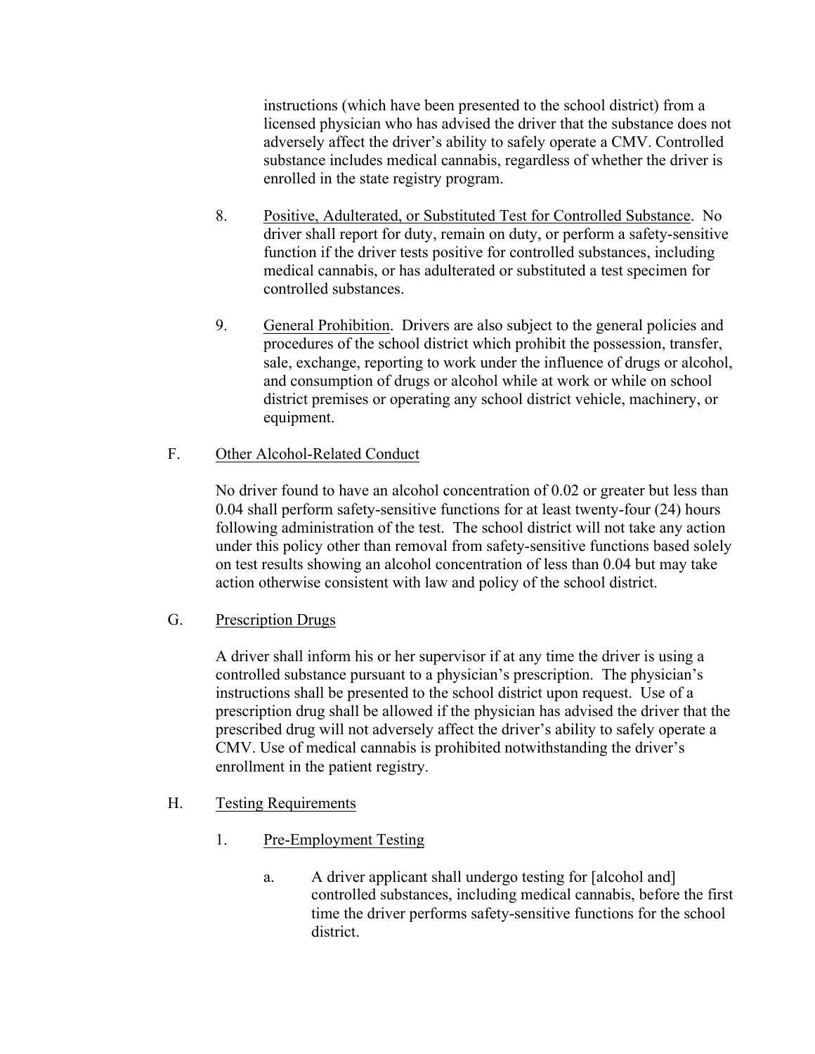instructions (which have been presented to the school district) from a licensed physician who has advised the driver that the substance does not adversely affect the driver's ability to safely operate a CMV. Controlled substance includes medical cannabis, regardless of whether the driver is enrolled in the state registry program.

8. Positive, Adulterated, or Substituted Test for Controlled Substance. No driver shall report for duty, remain on duty, or perform a safety-sensitive function if the driver tests positive for controlled substances, including medical cannabis, or has adulterated or substituted a test specimen for controlled substances.

9. General Prohibition. Drivers are also subject to the general policies and procedures of the school district which prohibit the possession, transfer, sale, exchange, reporting to work under the influence of drugs or alcohol, and consumption of drugs or alcohol while at work or while on school district premises or operating any school district vehicle, machinery, or equipment.

F. Other Alcohol-Related Conduct

No driver found to have an alcohol concentration of 0.02 or greater but less than 0.04 shall perform safety-sensitive functions for at least twenty-four (24) hours following administration of the test. The school district will not take any action under this policy other than removal from safety-sensitive functions based solely on test results showing an alcohol concentration of less than 0.04 but may take action otherwise consistent with law and policy of the school district.

G. Prescription Drugs

A driver shall inform his or her supervisor if at any time the driver is using a controlled substance pursuant to a physician's prescription. The physician's instructions shall be presented to the school district upon request. Use of a prescription drug shall be allowed if the physician has advised the driver that the prescribed drug will not adversely affect the driver's ability to safely operate a CMV. Use of medical cannabis is prohibited notwithstanding the driver's enrollment in the patient registry.

H. Testing Requirements

1. Pre-Employment Testing

a. A driver applicant shall undergo testing for [alcohol and] controlled substances, including medical cannabis, before the first time the driver performs safety-sensitive functions for the school district.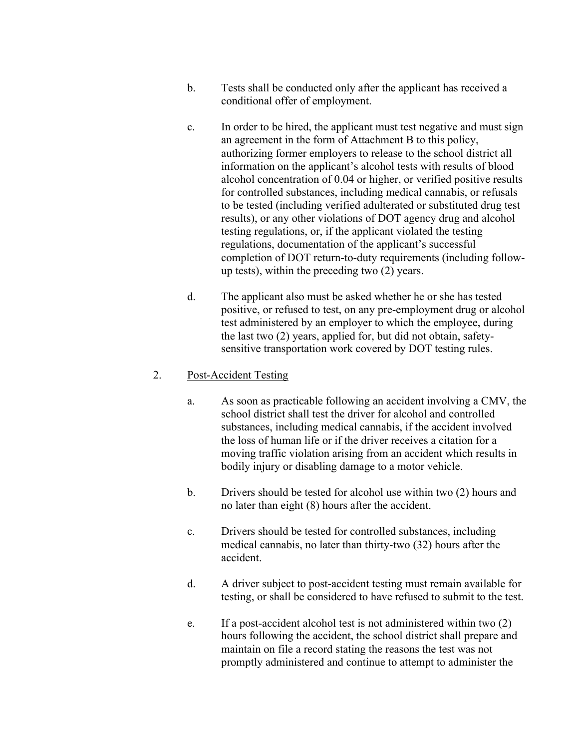b. Tests shall be conducted only after the applicant has received a conditional offer of employment.

c. In order to be hired, the applicant must test negative and must sign an agreement in the form of Attachment B to this policy, authorizing former employers to release to the school district all information on the applicant's alcohol tests with results of blood alcohol concentration of 0.04 or higher, or verified positive results for controlled substances, including medical cannabis, or refusals to be tested (including verified adulterated or substituted drug test results), or any other violations of DOT agency drug and alcohol testing regulations, or, if the applicant violated the testing regulations, documentation of the applicant's successful completion of DOT return-to-duty requirements (including follow-up tests), within the preceding two (2) years.

d. The applicant also must be asked whether he or she has tested positive, or refused to test, on any pre-employment drug or alcohol test administered by an employer to which the employee, during the last two (2) years, applied for, but did not obtain, safety-sensitive transportation work covered by DOT testing rules.

2. <u>Post-Accident Testing</u>

a. As soon as practicable following an accident involving a CMV, the school district shall test the driver for alcohol and controlled substances, including medical cannabis, if the accident involved the loss of human life or if the driver receives a citation for a moving traffic violation arising from an accident which results in bodily injury or disabling damage to a motor vehicle.

b. Drivers should be tested for alcohol use within two (2) hours and no later than eight (8) hours after the accident.

c. Drivers should be tested for controlled substances, including medical cannabis, no later than thirty-two (32) hours after the accident.

d. A driver subject to post-accident testing must remain available for testing, or shall be considered to have refused to submit to the test.

e. If a post-accident alcohol test is not administered within two (2) hours following the accident, the school district shall prepare and maintain on file a record stating the reasons the test was not promptly administered and continue to attempt to administer the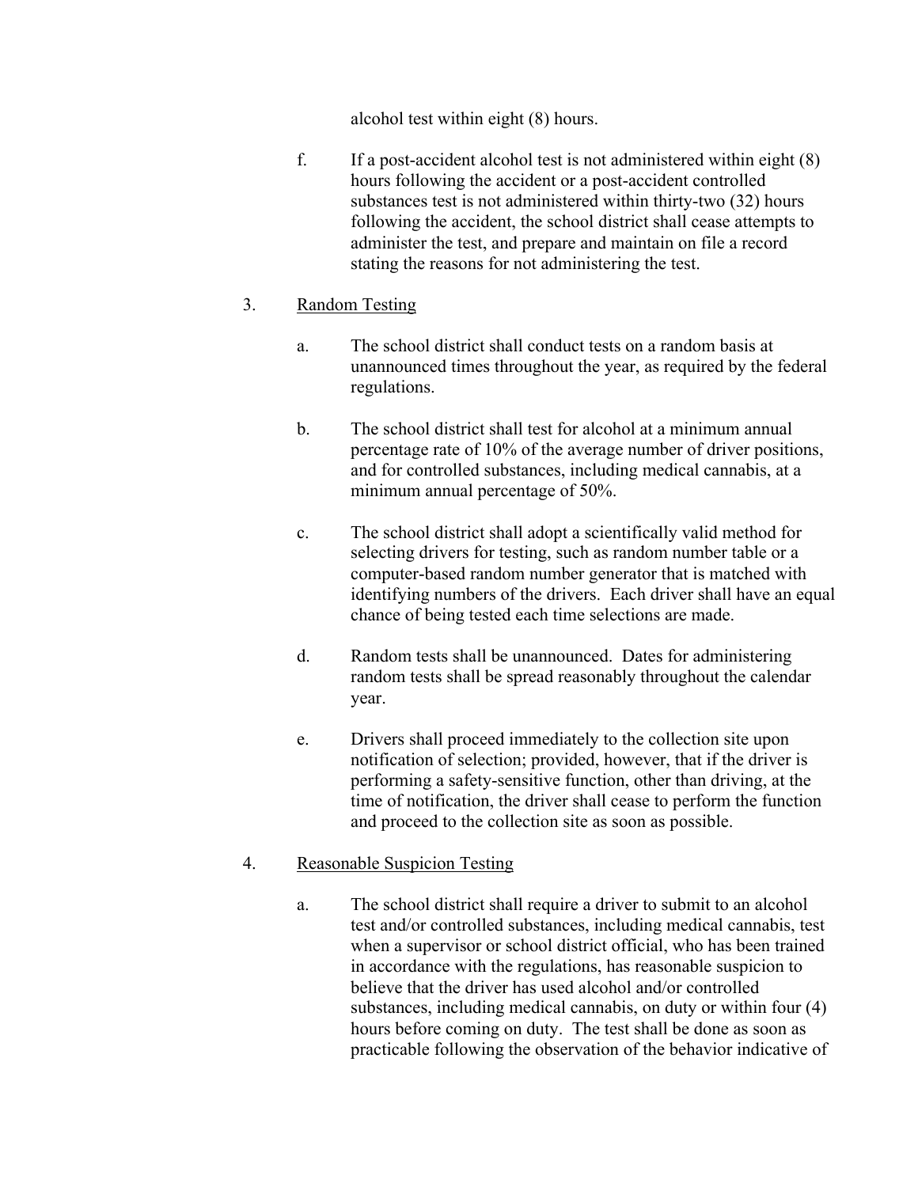alcohol test within eight (8) hours.

f. If a post-accident alcohol test is not administered within eight (8) hours following the accident or a post-accident controlled substances test is not administered within thirty-two (32) hours following the accident, the school district shall cease attempts to administer the test, and prepare and maintain on file a record stating the reasons for not administering the test.

3. Random Testing

a. The school district shall conduct tests on a random basis at unannounced times throughout the year, as required by the federal regulations.

b. The school district shall test for alcohol at a minimum annual percentage rate of 10% of the average number of driver positions, and for controlled substances, including medical cannabis, at a minimum annual percentage of 50%.

c. The school district shall adopt a scientifically valid method for selecting drivers for testing, such as random number table or a computer-based random number generator that is matched with identifying numbers of the drivers. Each driver shall have an equal chance of being tested each time selections are made.

d. Random tests shall be unannounced. Dates for administering random tests shall be spread reasonably throughout the calendar year.

e. Drivers shall proceed immediately to the collection site upon notification of selection; provided, however, that if the driver is performing a safety-sensitive function, other than driving, at the time of notification, the driver shall cease to perform the function and proceed to the collection site as soon as possible.

4. Reasonable Suspicion Testing

a. The school district shall require a driver to submit to an alcohol test and/or controlled substances, including medical cannabis, test when a supervisor or school district official, who has been trained in accordance with the regulations, has reasonable suspicion to believe that the driver has used alcohol and/or controlled substances, including medical cannabis, on duty or within four (4) hours before coming on duty. The test shall be done as soon as practicable following the observation of the behavior indicative of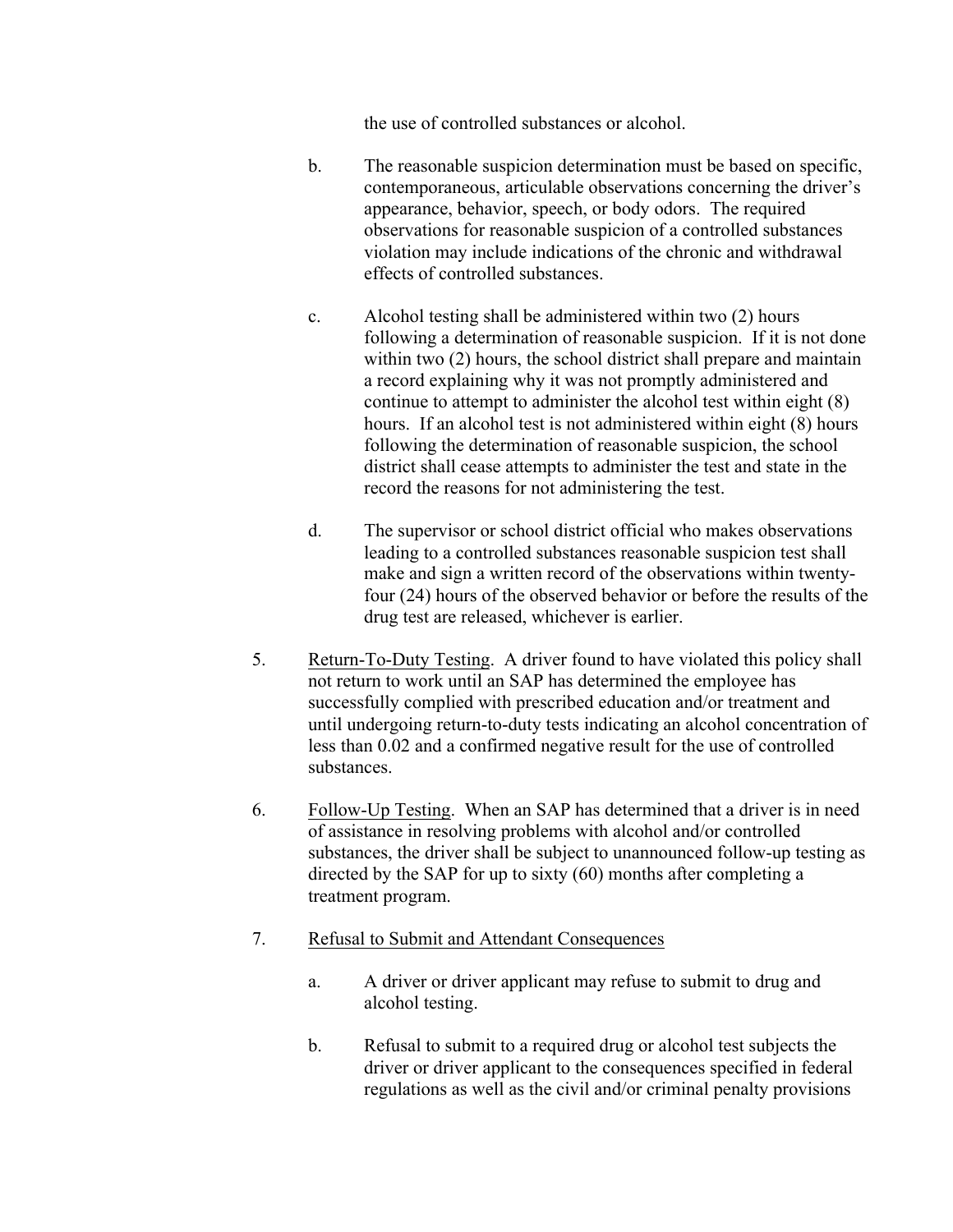the use of controlled substances or alcohol.

b. The reasonable suspicion determination must be based on specific, contemporaneous, articulable observations concerning the driver's appearance, behavior, speech, or body odors. The required observations for reasonable suspicion of a controlled substances violation may include indications of the chronic and withdrawal effects of controlled substances.

c. Alcohol testing shall be administered within two (2) hours following a determination of reasonable suspicion. If it is not done within two (2) hours, the school district shall prepare and maintain a record explaining why it was not promptly administered and continue to attempt to administer the alcohol test within eight (8) hours. If an alcohol test is not administered within eight (8) hours following the determination of reasonable suspicion, the school district shall cease attempts to administer the test and state in the record the reasons for not administering the test.

d. The supervisor or school district official who makes observations leading to a controlled substances reasonable suspicion test shall make and sign a written record of the observations within twenty-four (24) hours of the observed behavior or before the results of the drug test are released, whichever is earlier.

5. Return-To-Duty Testing. A driver found to have violated this policy shall not return to work until an SAP has determined the employee has successfully complied with prescribed education and/or treatment and until undergoing return-to-duty tests indicating an alcohol concentration of less than 0.02 and a confirmed negative result for the use of controlled substances.

6. Follow-Up Testing. When an SAP has determined that a driver is in need of assistance in resolving problems with alcohol and/or controlled substances, the driver shall be subject to unannounced follow-up testing as directed by the SAP for up to sixty (60) months after completing a treatment program.

7. Refusal to Submit and Attendant Consequences

a. A driver or driver applicant may refuse to submit to drug and alcohol testing.

b. Refusal to submit to a required drug or alcohol test subjects the driver or driver applicant to the consequences specified in federal regulations as well as the civil and/or criminal penalty provisions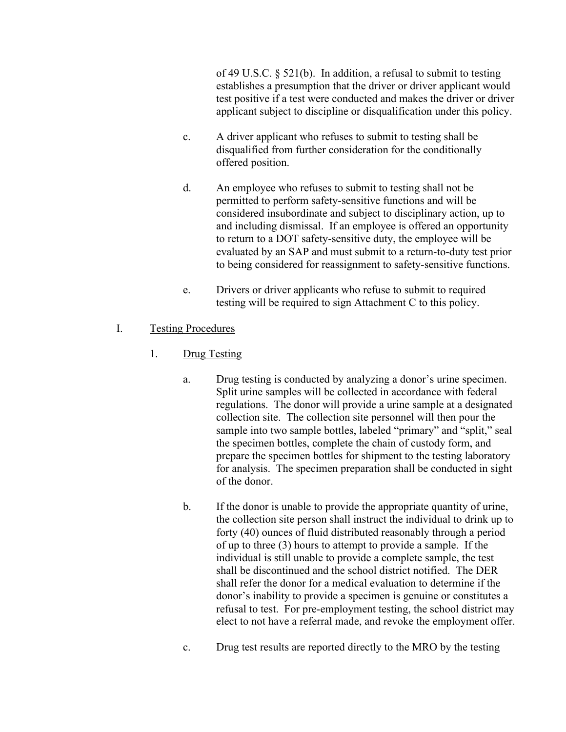of 49 U.S.C. § 521(b). In addition, a refusal to submit to testing establishes a presumption that the driver or driver applicant would test positive if a test were conducted and makes the driver or driver applicant subject to discipline or disqualification under this policy.

c. A driver applicant who refuses to submit to testing shall be disqualified from further consideration for the conditionally offered position.

d. An employee who refuses to submit to testing shall not be permitted to perform safety-sensitive functions and will be considered insubordinate and subject to disciplinary action, up to and including dismissal. If an employee is offered an opportunity to return to a DOT safety-sensitive duty, the employee will be evaluated by an SAP and must submit to a return-to-duty test prior to being considered for reassignment to safety-sensitive functions.

e. Drivers or driver applicants who refuse to submit to required testing will be required to sign Attachment C to this policy.

I. Testing Procedures

1. Drug Testing

a. Drug testing is conducted by analyzing a donor's urine specimen. Split urine samples will be collected in accordance with federal regulations. The donor will provide a urine sample at a designated collection site. The collection site personnel will then pour the sample into two sample bottles, labeled "primary" and "split," seal the specimen bottles, complete the chain of custody form, and prepare the specimen bottles for shipment to the testing laboratory for analysis. The specimen preparation shall be conducted in sight of the donor.

b. If the donor is unable to provide the appropriate quantity of urine, the collection site person shall instruct the individual to drink up to forty (40) ounces of fluid distributed reasonably through a period of up to three (3) hours to attempt to provide a sample. If the individual is still unable to provide a complete sample, the test shall be discontinued and the school district notified. The DER shall refer the donor for a medical evaluation to determine if the donor's inability to provide a specimen is genuine or constitutes a refusal to test. For pre-employment testing, the school district may elect to not have a referral made, and revoke the employment offer.

c. Drug test results are reported directly to the MRO by the testing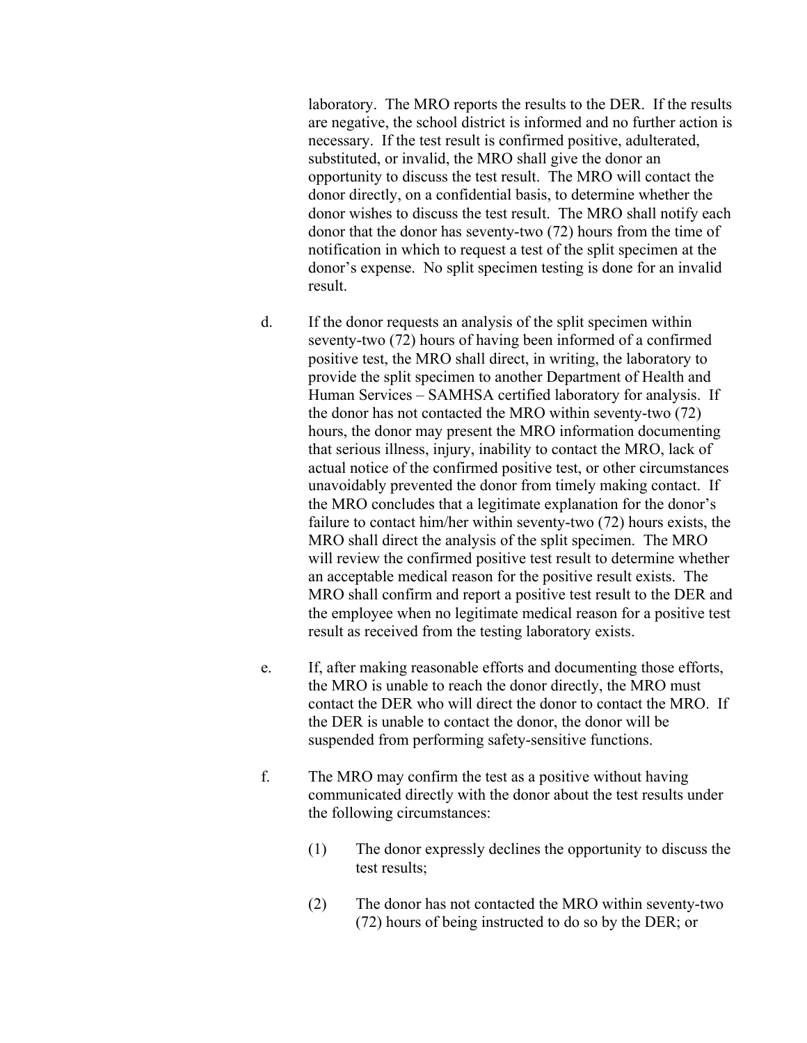laboratory. The MRO reports the results to the DER. If the results are negative, the school district is informed and no further action is necessary. If the test result is confirmed positive, adulterated, substituted, or invalid, the MRO shall give the donor an opportunity to discuss the test result. The MRO will contact the donor directly, on a confidential basis, to determine whether the donor wishes to discuss the test result. The MRO shall notify each donor that the donor has seventy-two (72) hours from the time of notification in which to request a test of the split specimen at the donor's expense. No split specimen testing is done for an invalid result.

d. If the donor requests an analysis of the split specimen within seventy-two (72) hours of having been informed of a confirmed positive test, the MRO shall direct, in writing, the laboratory to provide the split specimen to another Department of Health and Human Services – SAMHSA certified laboratory for analysis. If the donor has not contacted the MRO within seventy-two (72) hours, the donor may present the MRO information documenting that serious illness, injury, inability to contact the MRO, lack of actual notice of the confirmed positive test, or other circumstances unavoidably prevented the donor from timely making contact. If the MRO concludes that a legitimate explanation for the donor's failure to contact him/her within seventy-two (72) hours exists, the MRO shall direct the analysis of the split specimen. The MRO will review the confirmed positive test result to determine whether an acceptable medical reason for the positive result exists. The MRO shall confirm and report a positive test result to the DER and the employee when no legitimate medical reason for a positive test result as received from the testing laboratory exists.

e. If, after making reasonable efforts and documenting those efforts, the MRO is unable to reach the donor directly, the MRO must contact the DER who will direct the donor to contact the MRO. If the DER is unable to contact the donor, the donor will be suspended from performing safety-sensitive functions.

f. The MRO may confirm the test as a positive without having communicated directly with the donor about the test results under the following circumstances:

   (1) The donor expressly declines the opportunity to discuss the test results;

   (2) The donor has not contacted the MRO within seventy-two (72) hours of being instructed to do so by the DER; or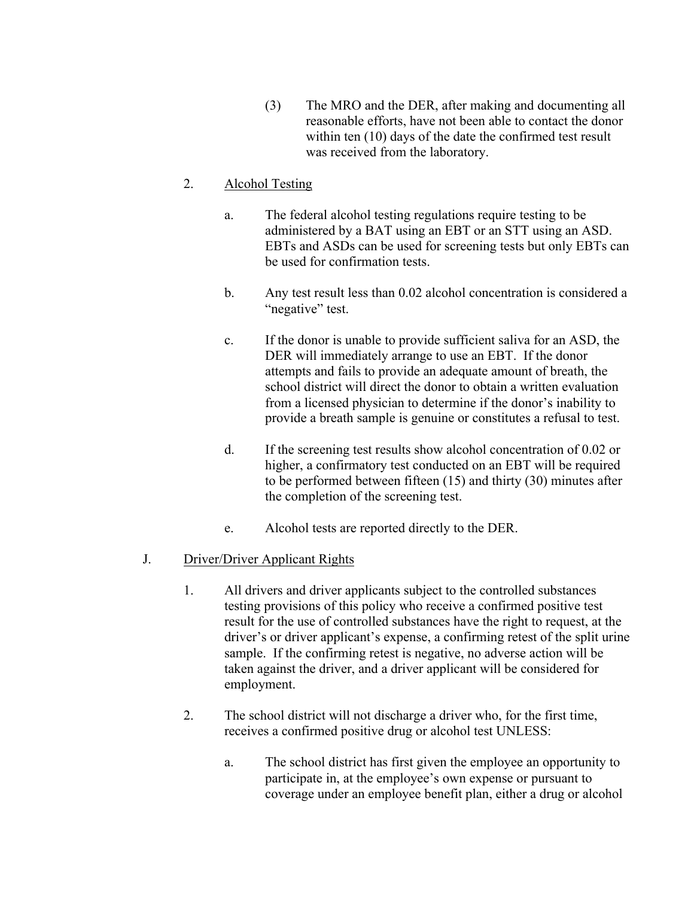(3) The MRO and the DER, after making and documenting all reasonable efforts, have not been able to contact the donor within ten (10) days of the date the confirmed test result was received from the laboratory.

2. Alcohol Testing

a. The federal alcohol testing regulations require testing to be administered by a BAT using an EBT or an STT using an ASD. EBTs and ASDs can be used for screening tests but only EBTs can be used for confirmation tests.

b. Any test result less than 0.02 alcohol concentration is considered a "negative" test.

c. If the donor is unable to provide sufficient saliva for an ASD, the DER will immediately arrange to use an EBT. If the donor attempts and fails to provide an adequate amount of breath, the school district will direct the donor to obtain a written evaluation from a licensed physician to determine if the donor's inability to provide a breath sample is genuine or constitutes a refusal to test.

d. If the screening test results show alcohol concentration of 0.02 or higher, a confirmatory test conducted on an EBT will be required to be performed between fifteen (15) and thirty (30) minutes after the completion of the screening test.

e. Alcohol tests are reported directly to the DER.

J. Driver/Driver Applicant Rights

1. All drivers and driver applicants subject to the controlled substances testing provisions of this policy who receive a confirmed positive test result for the use of controlled substances have the right to request, at the driver's or driver applicant's expense, a confirming retest of the split urine sample. If the confirming retest is negative, no adverse action will be taken against the driver, and a driver applicant will be considered for employment.

2. The school district will not discharge a driver who, for the first time, receives a confirmed positive drug or alcohol test UNLESS:

a. The school district has first given the employee an opportunity to participate in, at the employee's own expense or pursuant to coverage under an employee benefit plan, either a drug or alcohol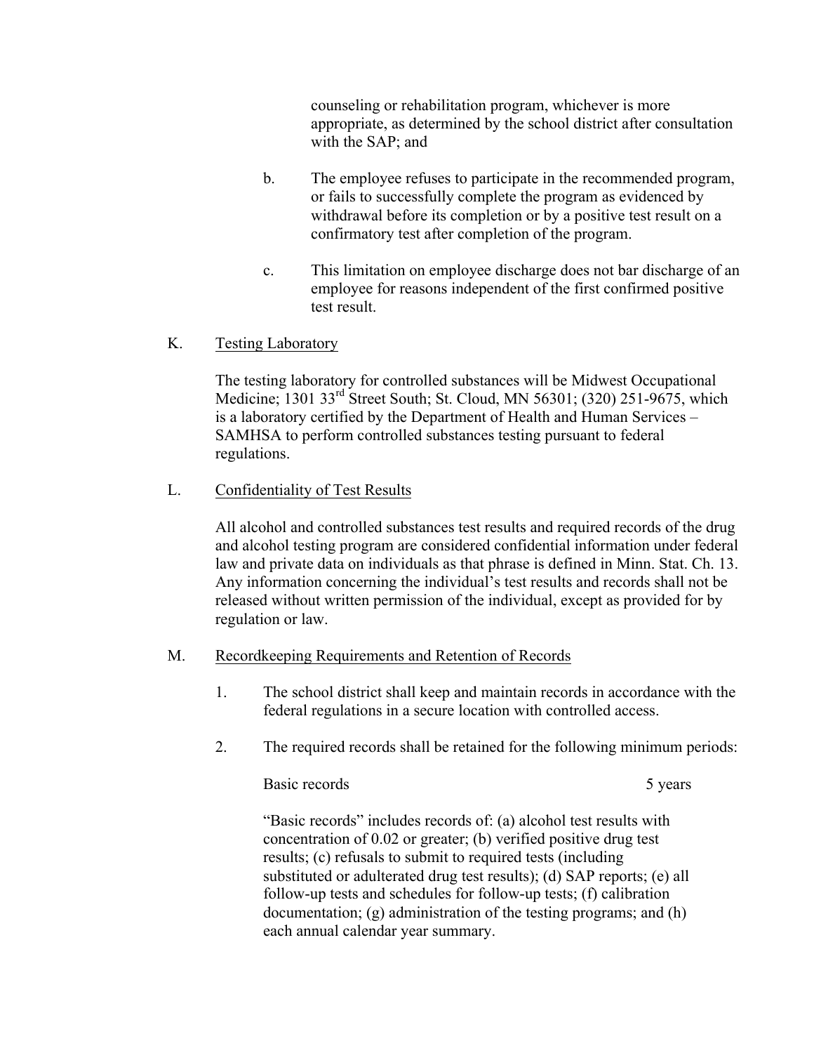counseling or rehabilitation program, whichever is more appropriate, as determined by the school district after consultation with the SAP; and

b. The employee refuses to participate in the recommended program, or fails to successfully complete the program as evidenced by withdrawal before its completion or by a positive test result on a confirmatory test after completion of the program.

c. This limitation on employee discharge does not bar discharge of an employee for reasons independent of the first confirmed positive test result.

K. <u>Testing Laboratory</u>

The testing laboratory for controlled substances will be Midwest Occupational Medicine; 1301 33rd Street South; St. Cloud, MN 56301; (320) 251-9675, which is a laboratory certified by the Department of Health and Human Services – SAMHSA to perform controlled substances testing pursuant to federal regulations.

L. <u>Confidentiality of Test Results</u>

All alcohol and controlled substances test results and required records of the drug and alcohol testing program are considered confidential information under federal law and private data on individuals as that phrase is defined in Minn. Stat. Ch. 13. Any information concerning the individual's test results and records shall not be released without written permission of the individual, except as provided for by regulation or law.

M. <u>Recordkeeping Requirements and Retention of Records</u>

1. The school district shall keep and maintain records in accordance with the federal regulations in a secure location with controlled access.

2. The required records shall be retained for the following minimum periods:

Basic records — 5 years

"Basic records" includes records of: (a) alcohol test results with concentration of 0.02 or greater; (b) verified positive drug test results; (c) refusals to submit to required tests (including substituted or adulterated drug test results); (d) SAP reports; (e) all follow-up tests and schedules for follow-up tests; (f) calibration documentation; (g) administration of the testing programs; and (h) each annual calendar year summary.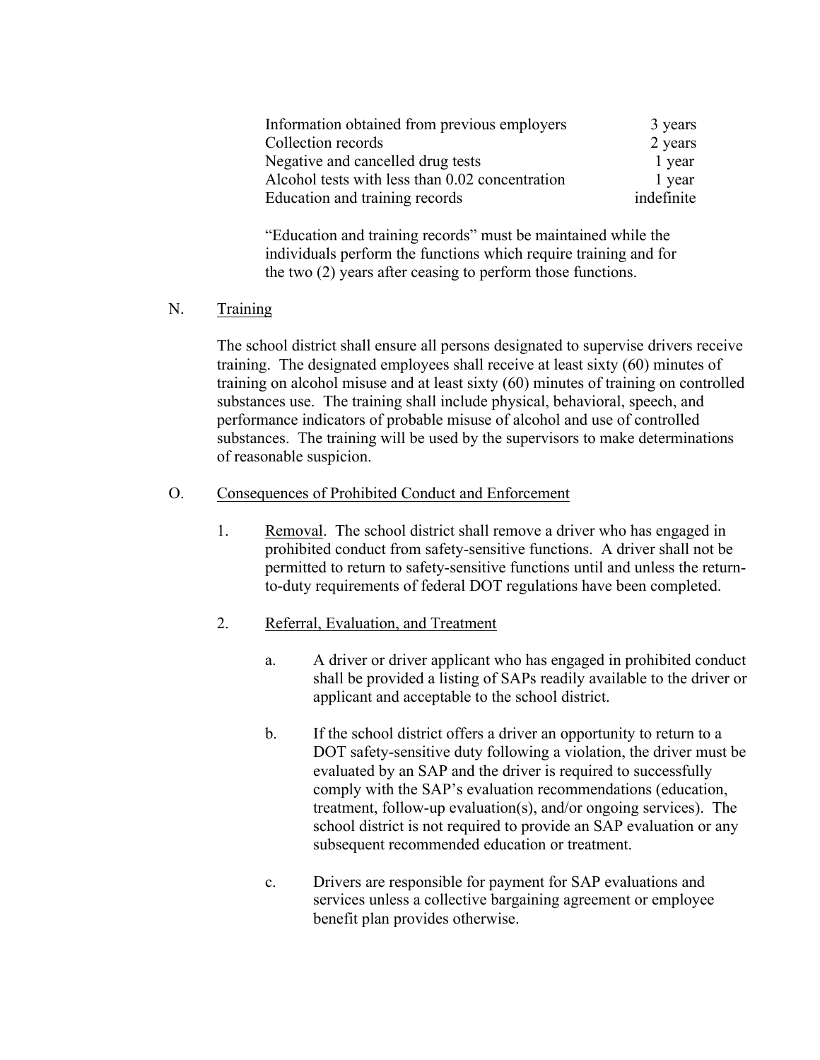| | |
|---|---|
| Information obtained from previous employers | 3 years |
| Collection records | 2 years |
| Negative and cancelled drug tests | 1 year |
| Alcohol tests with less than 0.02 concentration | 1 year |
| Education and training records | indefinite |

"Education and training records" must be maintained while the individuals perform the functions which require training and for the two (2) years after ceasing to perform those functions.

N. Training

The school district shall ensure all persons designated to supervise drivers receive training. The designated employees shall receive at least sixty (60) minutes of training on alcohol misuse and at least sixty (60) minutes of training on controlled substances use. The training shall include physical, behavioral, speech, and performance indicators of probable misuse of alcohol and use of controlled substances. The training will be used by the supervisors to make determinations of reasonable suspicion.

O. Consequences of Prohibited Conduct and Enforcement

1. Removal. The school district shall remove a driver who has engaged in prohibited conduct from safety-sensitive functions. A driver shall not be permitted to return to safety-sensitive functions until and unless the return-to-duty requirements of federal DOT regulations have been completed.

2. Referral, Evaluation, and Treatment

   a. A driver or driver applicant who has engaged in prohibited conduct shall be provided a listing of SAPs readily available to the driver or applicant and acceptable to the school district.

   b. If the school district offers a driver an opportunity to return to a DOT safety-sensitive duty following a violation, the driver must be evaluated by an SAP and the driver is required to successfully comply with the SAP's evaluation recommendations (education, treatment, follow-up evaluation(s), and/or ongoing services). The school district is not required to provide an SAP evaluation or any subsequent recommended education or treatment.

   c. Drivers are responsible for payment for SAP evaluations and services unless a collective bargaining agreement or employee benefit plan provides otherwise.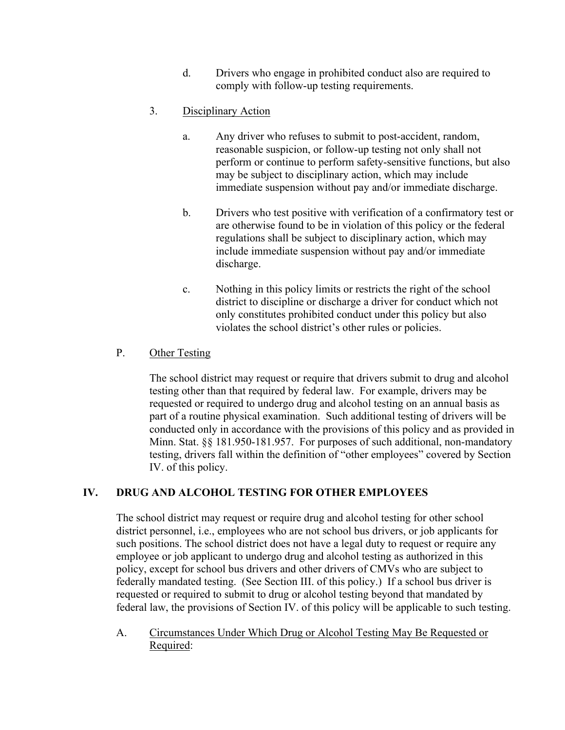d. Drivers who engage in prohibited conduct also are required to comply with follow-up testing requirements.

3. Disciplinary Action

a. Any driver who refuses to submit to post-accident, random, reasonable suspicion, or follow-up testing not only shall not perform or continue to perform safety-sensitive functions, but also may be subject to disciplinary action, which may include immediate suspension without pay and/or immediate discharge.

b. Drivers who test positive with verification of a confirmatory test or are otherwise found to be in violation of this policy or the federal regulations shall be subject to disciplinary action, which may include immediate suspension without pay and/or immediate discharge.

c. Nothing in this policy limits or restricts the right of the school district to discipline or discharge a driver for conduct which not only constitutes prohibited conduct under this policy but also violates the school district's other rules or policies.

P. Other Testing

The school district may request or require that drivers submit to drug and alcohol testing other than that required by federal law. For example, drivers may be requested or required to undergo drug and alcohol testing on an annual basis as part of a routine physical examination. Such additional testing of drivers will be conducted only in accordance with the provisions of this policy and as provided in Minn. Stat. §§ 181.950-181.957. For purposes of such additional, non-mandatory testing, drivers fall within the definition of "other employees" covered by Section IV. of this policy.

## IV. DRUG AND ALCOHOL TESTING FOR OTHER EMPLOYEES

The school district may request or require drug and alcohol testing for other school district personnel, i.e., employees who are not school bus drivers, or job applicants for such positions. The school district does not have a legal duty to request or require any employee or job applicant to undergo drug and alcohol testing as authorized in this policy, except for school bus drivers and other drivers of CMVs who are subject to federally mandated testing. (See Section III. of this policy.) If a school bus driver is requested or required to submit to drug or alcohol testing beyond that mandated by federal law, the provisions of Section IV. of this policy will be applicable to such testing.

A. Circumstances Under Which Drug or Alcohol Testing May Be Requested or Required: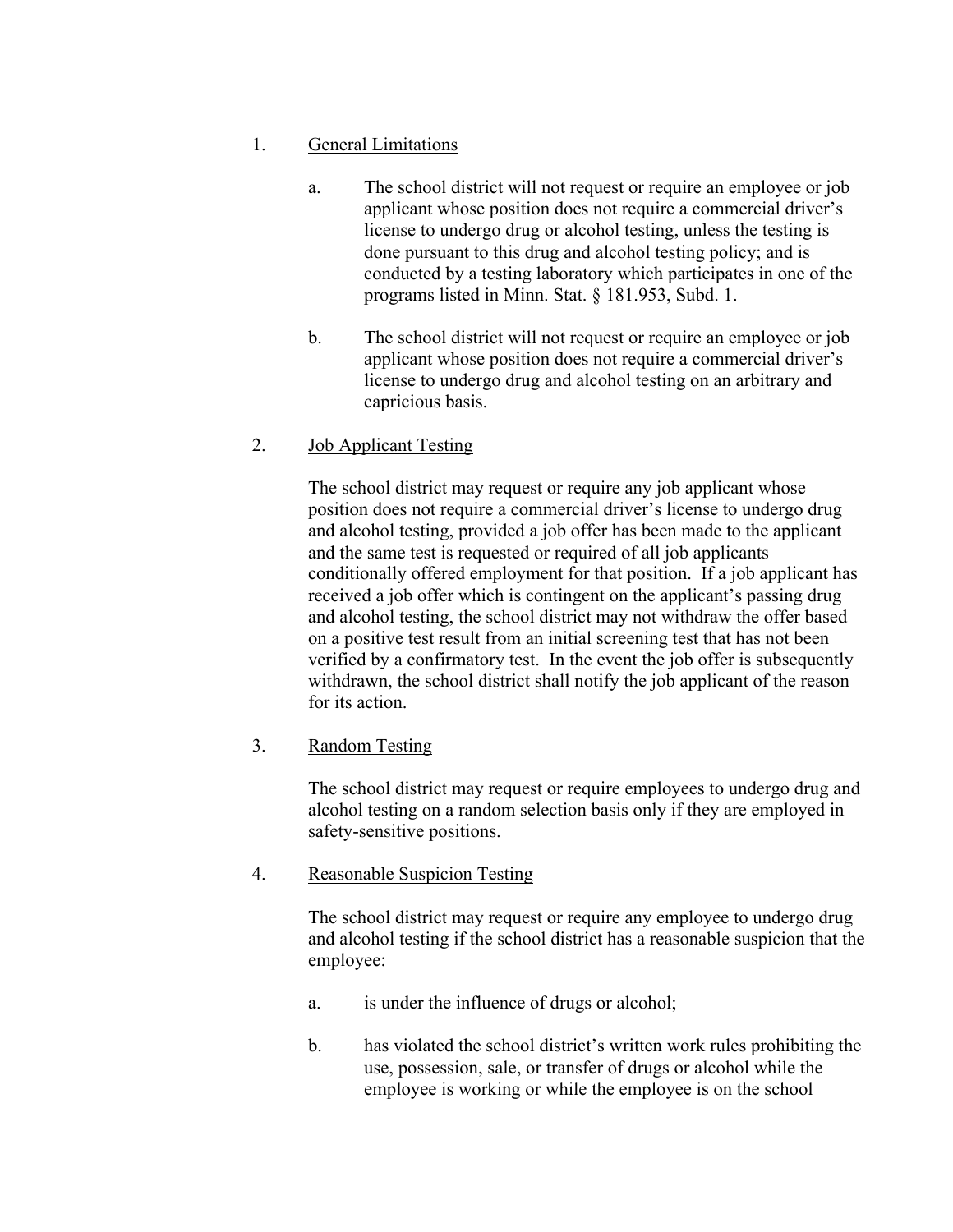1. <u>General Limitations</u>

   a. The school district will not request or require an employee or job applicant whose position does not require a commercial driver's license to undergo drug or alcohol testing, unless the testing is done pursuant to this drug and alcohol testing policy; and is conducted by a testing laboratory which participates in one of the programs listed in Minn. Stat. § 181.953, Subd. 1.

   b. The school district will not request or require an employee or job applicant whose position does not require a commercial driver's license to undergo drug and alcohol testing on an arbitrary and capricious basis.

2. <u>Job Applicant Testing</u>

   The school district may request or require any job applicant whose position does not require a commercial driver's license to undergo drug and alcohol testing, provided a job offer has been made to the applicant and the same test is requested or required of all job applicants conditionally offered employment for that position. If a job applicant has received a job offer which is contingent on the applicant's passing drug and alcohol testing, the school district may not withdraw the offer based on a positive test result from an initial screening test that has not been verified by a confirmatory test. In the event the job offer is subsequently withdrawn, the school district shall notify the job applicant of the reason for its action.

3. <u>Random Testing</u>

   The school district may request or require employees to undergo drug and alcohol testing on a random selection basis only if they are employed in safety-sensitive positions.

4. <u>Reasonable Suspicion Testing</u>

   The school district may request or require any employee to undergo drug and alcohol testing if the school district has a reasonable suspicion that the employee:

   a. is under the influence of drugs or alcohol;

   b. has violated the school district's written work rules prohibiting the use, possession, sale, or transfer of drugs or alcohol while the employee is working or while the employee is on the school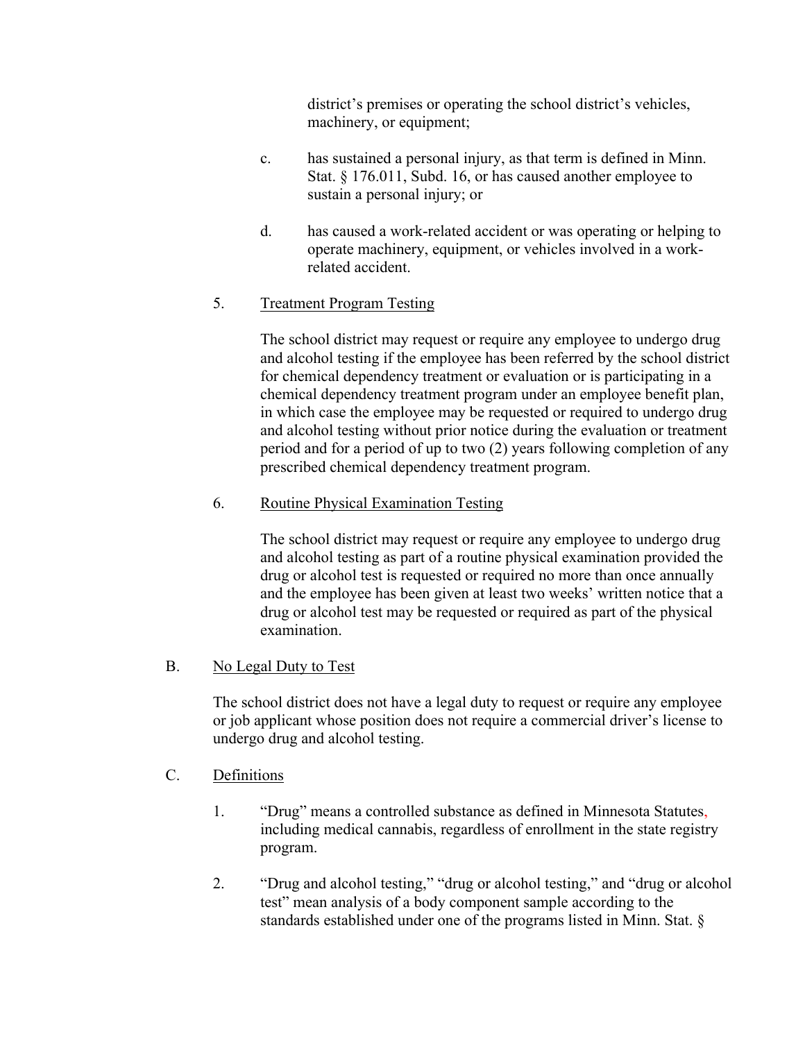district's premises or operating the school district's vehicles, machinery, or equipment;

c. has sustained a personal injury, as that term is defined in Minn. Stat. § 176.011, Subd. 16, or has caused another employee to sustain a personal injury; or

d. has caused a work-related accident or was operating or helping to operate machinery, equipment, or vehicles involved in a work-related accident.

5. Treatment Program Testing

The school district may request or require any employee to undergo drug and alcohol testing if the employee has been referred by the school district for chemical dependency treatment or evaluation or is participating in a chemical dependency treatment program under an employee benefit plan, in which case the employee may be requested or required to undergo drug and alcohol testing without prior notice during the evaluation or treatment period and for a period of up to two (2) years following completion of any prescribed chemical dependency treatment program.

6. Routine Physical Examination Testing

The school district may request or require any employee to undergo drug and alcohol testing as part of a routine physical examination provided the drug or alcohol test is requested or required no more than once annually and the employee has been given at least two weeks' written notice that a drug or alcohol test may be requested or required as part of the physical examination.

B. No Legal Duty to Test

The school district does not have a legal duty to request or require any employee or job applicant whose position does not require a commercial driver's license to undergo drug and alcohol testing.

C. Definitions

1. "Drug" means a controlled substance as defined in Minnesota Statutes, including medical cannabis, regardless of enrollment in the state registry program.

2. "Drug and alcohol testing," "drug or alcohol testing," and "drug or alcohol test" mean analysis of a body component sample according to the standards established under one of the programs listed in Minn. Stat. §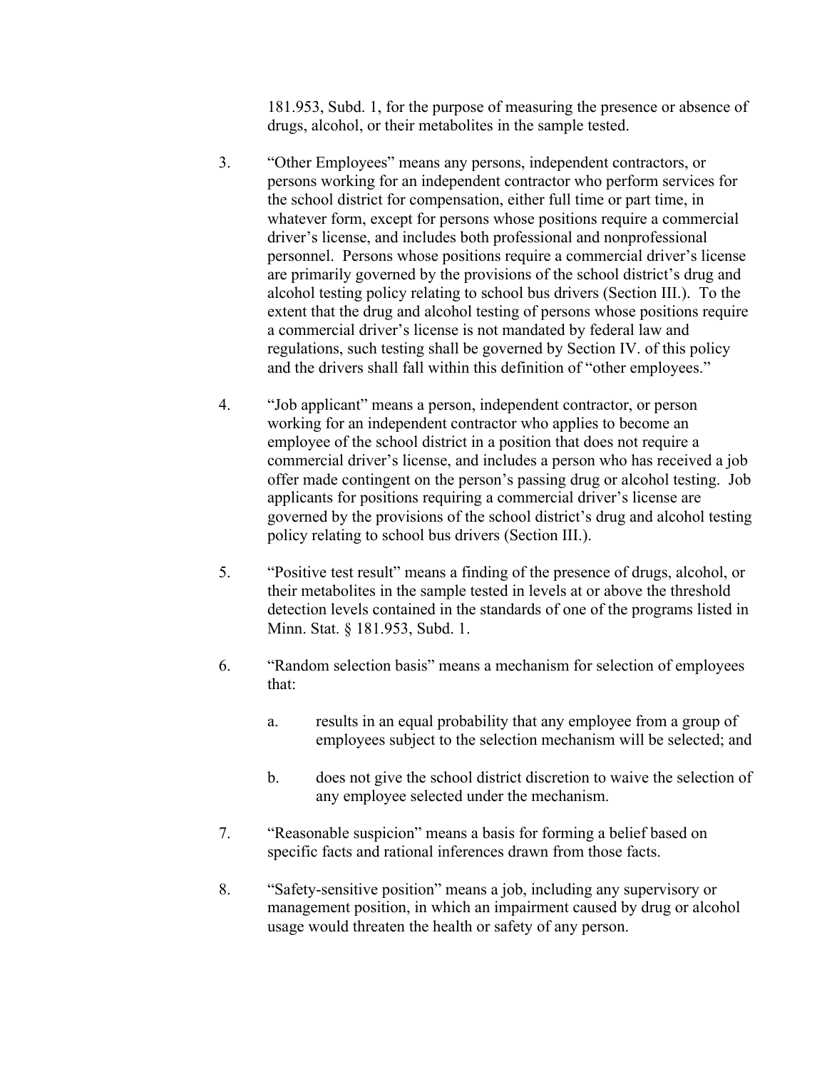181.953, Subd. 1, for the purpose of measuring the presence or absence of drugs, alcohol, or their metabolites in the sample tested.

3. "Other Employees" means any persons, independent contractors, or persons working for an independent contractor who perform services for the school district for compensation, either full time or part time, in whatever form, except for persons whose positions require a commercial driver's license, and includes both professional and nonprofessional personnel. Persons whose positions require a commercial driver's license are primarily governed by the provisions of the school district's drug and alcohol testing policy relating to school bus drivers (Section III.). To the extent that the drug and alcohol testing of persons whose positions require a commercial driver's license is not mandated by federal law and regulations, such testing shall be governed by Section IV. of this policy and the drivers shall fall within this definition of "other employees."

4. "Job applicant" means a person, independent contractor, or person working for an independent contractor who applies to become an employee of the school district in a position that does not require a commercial driver's license, and includes a person who has received a job offer made contingent on the person's passing drug or alcohol testing. Job applicants for positions requiring a commercial driver's license are governed by the provisions of the school district's drug and alcohol testing policy relating to school bus drivers (Section III.).

5. "Positive test result" means a finding of the presence of drugs, alcohol, or their metabolites in the sample tested in levels at or above the threshold detection levels contained in the standards of one of the programs listed in Minn. Stat. § 181.953, Subd. 1.

6. "Random selection basis" means a mechanism for selection of employees that:

   a. results in an equal probability that any employee from a group of employees subject to the selection mechanism will be selected; and

   b. does not give the school district discretion to waive the selection of any employee selected under the mechanism.

7. "Reasonable suspicion" means a basis for forming a belief based on specific facts and rational inferences drawn from those facts.

8. "Safety-sensitive position" means a job, including any supervisory or management position, in which an impairment caused by drug or alcohol usage would threaten the health or safety of any person.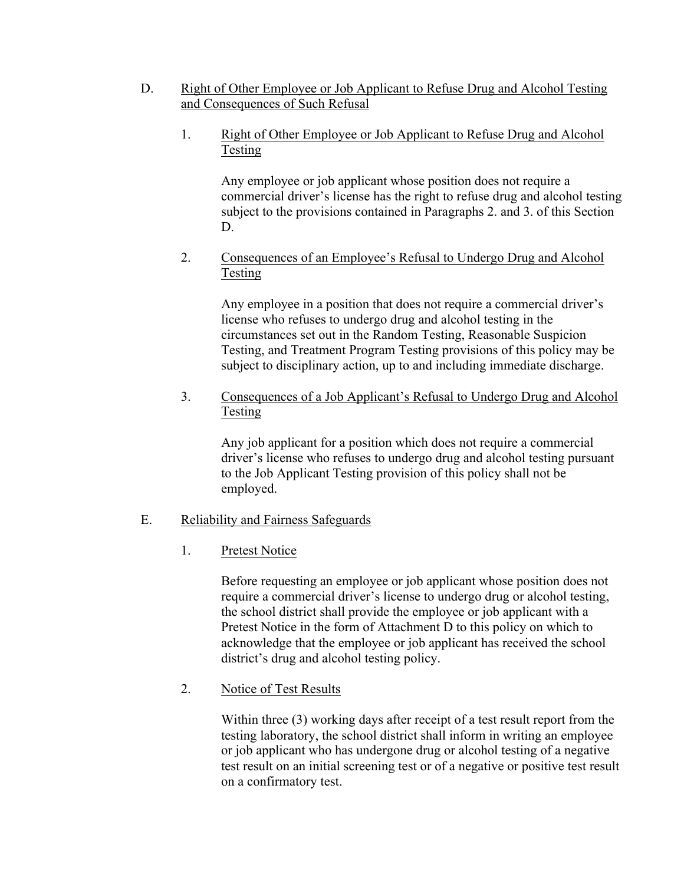D. Right of Other Employee or Job Applicant to Refuse Drug and Alcohol Testing and Consequences of Such Refusal

1. Right of Other Employee or Job Applicant to Refuse Drug and Alcohol Testing

   Any employee or job applicant whose position does not require a commercial driver's license has the right to refuse drug and alcohol testing subject to the provisions contained in Paragraphs 2. and 3. of this Section D.

2. Consequences of an Employee's Refusal to Undergo Drug and Alcohol Testing

   Any employee in a position that does not require a commercial driver's license who refuses to undergo drug and alcohol testing in the circumstances set out in the Random Testing, Reasonable Suspicion Testing, and Treatment Program Testing provisions of this policy may be subject to disciplinary action, up to and including immediate discharge.

3. Consequences of a Job Applicant's Refusal to Undergo Drug and Alcohol Testing

   Any job applicant for a position which does not require a commercial driver's license who refuses to undergo drug and alcohol testing pursuant to the Job Applicant Testing provision of this policy shall not be employed.

E. Reliability and Fairness Safeguards

1. Pretest Notice

   Before requesting an employee or job applicant whose position does not require a commercial driver's license to undergo drug or alcohol testing, the school district shall provide the employee or job applicant with a Pretest Notice in the form of Attachment D to this policy on which to acknowledge that the employee or job applicant has received the school district's drug and alcohol testing policy.

2. Notice of Test Results

   Within three (3) working days after receipt of a test result report from the testing laboratory, the school district shall inform in writing an employee or job applicant who has undergone drug or alcohol testing of a negative test result on an initial screening test or of a negative or positive test result on a confirmatory test.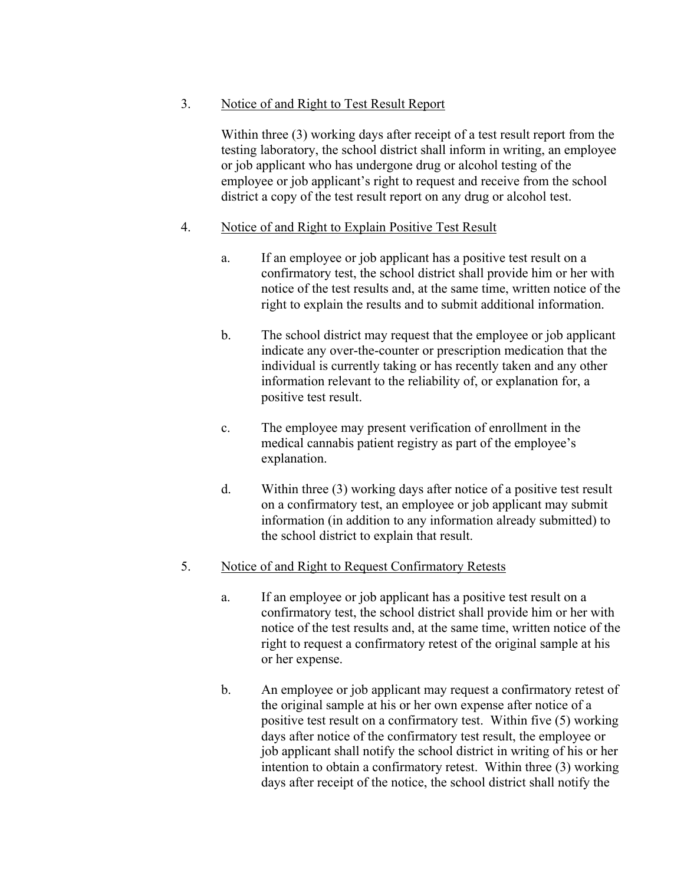3. <u>Notice of and Right to Test Result Report</u>

   Within three (3) working days after receipt of a test result report from the testing laboratory, the school district shall inform in writing, an employee or job applicant who has undergone drug or alcohol testing of the employee or job applicant's right to request and receive from the school district a copy of the test result report on any drug or alcohol test.

4. <u>Notice of and Right to Explain Positive Test Result</u>

   a. If an employee or job applicant has a positive test result on a confirmatory test, the school district shall provide him or her with notice of the test results and, at the same time, written notice of the right to explain the results and to submit additional information.

   b. The school district may request that the employee or job applicant indicate any over-the-counter or prescription medication that the individual is currently taking or has recently taken and any other information relevant to the reliability of, or explanation for, a positive test result.

   c. The employee may present verification of enrollment in the medical cannabis patient registry as part of the employee's explanation.

   d. Within three (3) working days after notice of a positive test result on a confirmatory test, an employee or job applicant may submit information (in addition to any information already submitted) to the school district to explain that result.

5. <u>Notice of and Right to Request Confirmatory Retests</u>

   a. If an employee or job applicant has a positive test result on a confirmatory test, the school district shall provide him or her with notice of the test results and, at the same time, written notice of the right to request a confirmatory retest of the original sample at his or her expense.

   b. An employee or job applicant may request a confirmatory retest of the original sample at his or her own expense after notice of a positive test result on a confirmatory test. Within five (5) working days after notice of the confirmatory test result, the employee or job applicant shall notify the school district in writing of his or her intention to obtain a confirmatory retest. Within three (3) working days after receipt of the notice, the school district shall notify the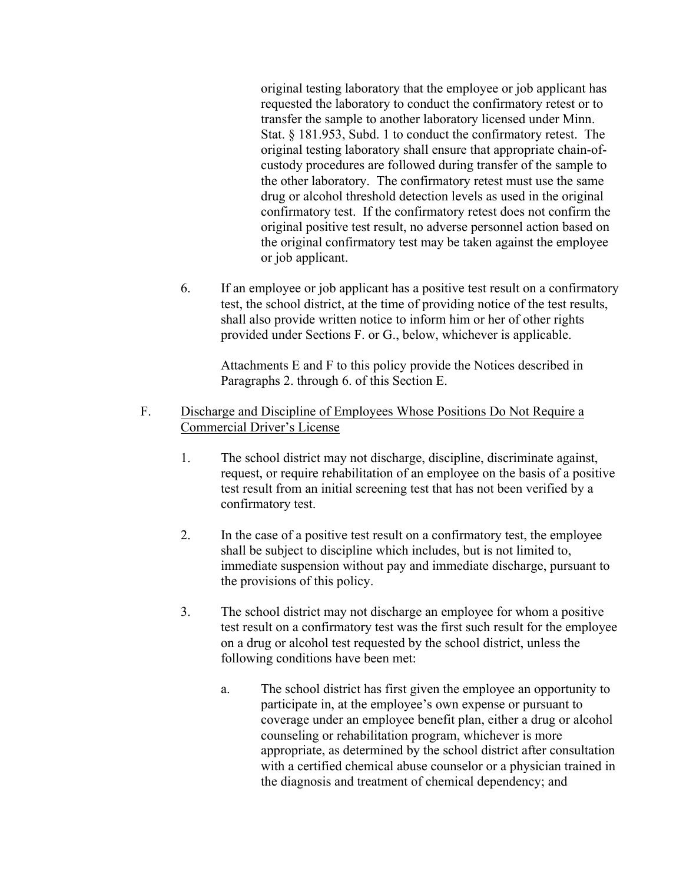original testing laboratory that the employee or job applicant has requested the laboratory to conduct the confirmatory retest or to transfer the sample to another laboratory licensed under Minn. Stat. § 181.953, Subd. 1 to conduct the confirmatory retest. The original testing laboratory shall ensure that appropriate chain-of-custody procedures are followed during transfer of the sample to the other laboratory. The confirmatory retest must use the same drug or alcohol threshold detection levels as used in the original confirmatory test. If the confirmatory retest does not confirm the original positive test result, no adverse personnel action based on the original confirmatory test may be taken against the employee or job applicant.

6. If an employee or job applicant has a positive test result on a confirmatory test, the school district, at the time of providing notice of the test results, shall also provide written notice to inform him or her of other rights provided under Sections F. or G., below, whichever is applicable.

   Attachments E and F to this policy provide the Notices described in Paragraphs 2. through 6. of this Section E.

F. <u>Discharge and Discipline of Employees Whose Positions Do Not Require a Commercial Driver's License</u>

1. The school district may not discharge, discipline, discriminate against, request, or require rehabilitation of an employee on the basis of a positive test result from an initial screening test that has not been verified by a confirmatory test.

2. In the case of a positive test result on a confirmatory test, the employee shall be subject to discipline which includes, but is not limited to, immediate suspension without pay and immediate discharge, pursuant to the provisions of this policy.

3. The school district may not discharge an employee for whom a positive test result on a confirmatory test was the first such result for the employee on a drug or alcohol test requested by the school district, unless the following conditions have been met:

   a. The school district has first given the employee an opportunity to participate in, at the employee's own expense or pursuant to coverage under an employee benefit plan, either a drug or alcohol counseling or rehabilitation program, whichever is more appropriate, as determined by the school district after consultation with a certified chemical abuse counselor or a physician trained in the diagnosis and treatment of chemical dependency; and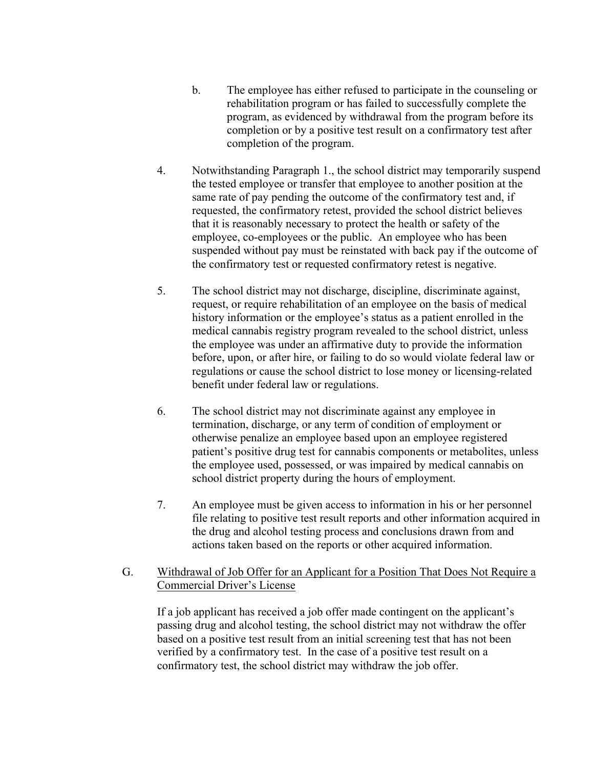b. The employee has either refused to participate in the counseling or rehabilitation program or has failed to successfully complete the program, as evidenced by withdrawal from the program before its completion or by a positive test result on a confirmatory test after completion of the program.

4. Notwithstanding Paragraph 1., the school district may temporarily suspend the tested employee or transfer that employee to another position at the same rate of pay pending the outcome of the confirmatory test and, if requested, the confirmatory retest, provided the school district believes that it is reasonably necessary to protect the health or safety of the employee, co-employees or the public. An employee who has been suspended without pay must be reinstated with back pay if the outcome of the confirmatory test or requested confirmatory retest is negative.

5. The school district may not discharge, discipline, discriminate against, request, or require rehabilitation of an employee on the basis of medical history information or the employee's status as a patient enrolled in the medical cannabis registry program revealed to the school district, unless the employee was under an affirmative duty to provide the information before, upon, or after hire, or failing to do so would violate federal law or regulations or cause the school district to lose money or licensing-related benefit under federal law or regulations.

6. The school district may not discriminate against any employee in termination, discharge, or any term of condition of employment or otherwise penalize an employee based upon an employee registered patient's positive drug test for cannabis components or metabolites, unless the employee used, possessed, or was impaired by medical cannabis on school district property during the hours of employment.

7. An employee must be given access to information in his or her personnel file relating to positive test result reports and other information acquired in the drug and alcohol testing process and conclusions drawn from and actions taken based on the reports or other acquired information.

G. <u>Withdrawal of Job Offer for an Applicant for a Position That Does Not Require a Commercial Driver's License</u>

If a job applicant has received a job offer made contingent on the applicant's passing drug and alcohol testing, the school district may not withdraw the offer based on a positive test result from an initial screening test that has not been verified by a confirmatory test. In the case of a positive test result on a confirmatory test, the school district may withdraw the job offer.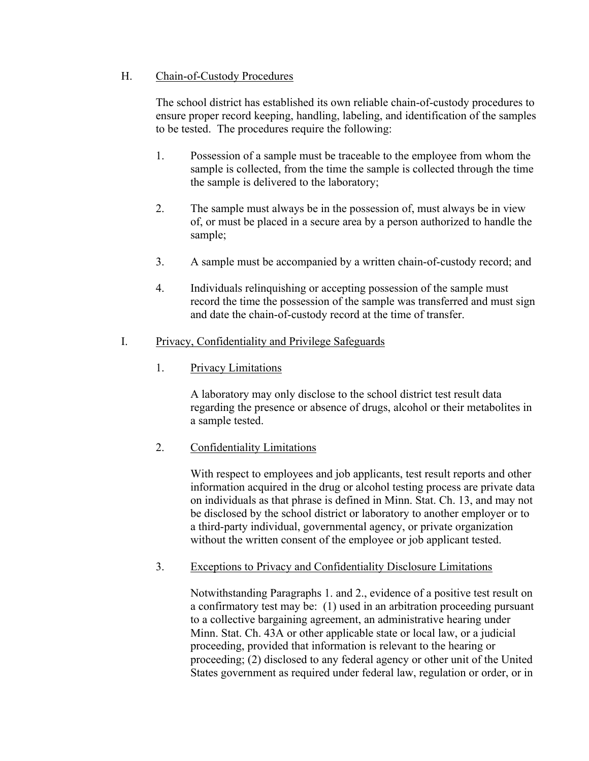H. Chain-of-Custody Procedures

The school district has established its own reliable chain-of-custody procedures to ensure proper record keeping, handling, labeling, and identification of the samples to be tested. The procedures require the following:

1. Possession of a sample must be traceable to the employee from whom the sample is collected, from the time the sample is collected through the time the sample is delivered to the laboratory;

2. The sample must always be in the possession of, must always be in view of, or must be placed in a secure area by a person authorized to handle the sample;

3. A sample must be accompanied by a written chain-of-custody record; and

4. Individuals relinquishing or accepting possession of the sample must record the time the possession of the sample was transferred and must sign and date the chain-of-custody record at the time of transfer.

I. Privacy, Confidentiality and Privilege Safeguards

1. Privacy Limitations

   A laboratory may only disclose to the school district test result data regarding the presence or absence of drugs, alcohol or their metabolites in a sample tested.

2. Confidentiality Limitations

   With respect to employees and job applicants, test result reports and other information acquired in the drug or alcohol testing process are private data on individuals as that phrase is defined in Minn. Stat. Ch. 13, and may not be disclosed by the school district or laboratory to another employer or to a third-party individual, governmental agency, or private organization without the written consent of the employee or job applicant tested.

3. Exceptions to Privacy and Confidentiality Disclosure Limitations

   Notwithstanding Paragraphs 1. and 2., evidence of a positive test result on a confirmatory test may be: (1) used in an arbitration proceeding pursuant to a collective bargaining agreement, an administrative hearing under Minn. Stat. Ch. 43A or other applicable state or local law, or a judicial proceeding, provided that information is relevant to the hearing or proceeding; (2) disclosed to any federal agency or other unit of the United States government as required under federal law, regulation or order, or in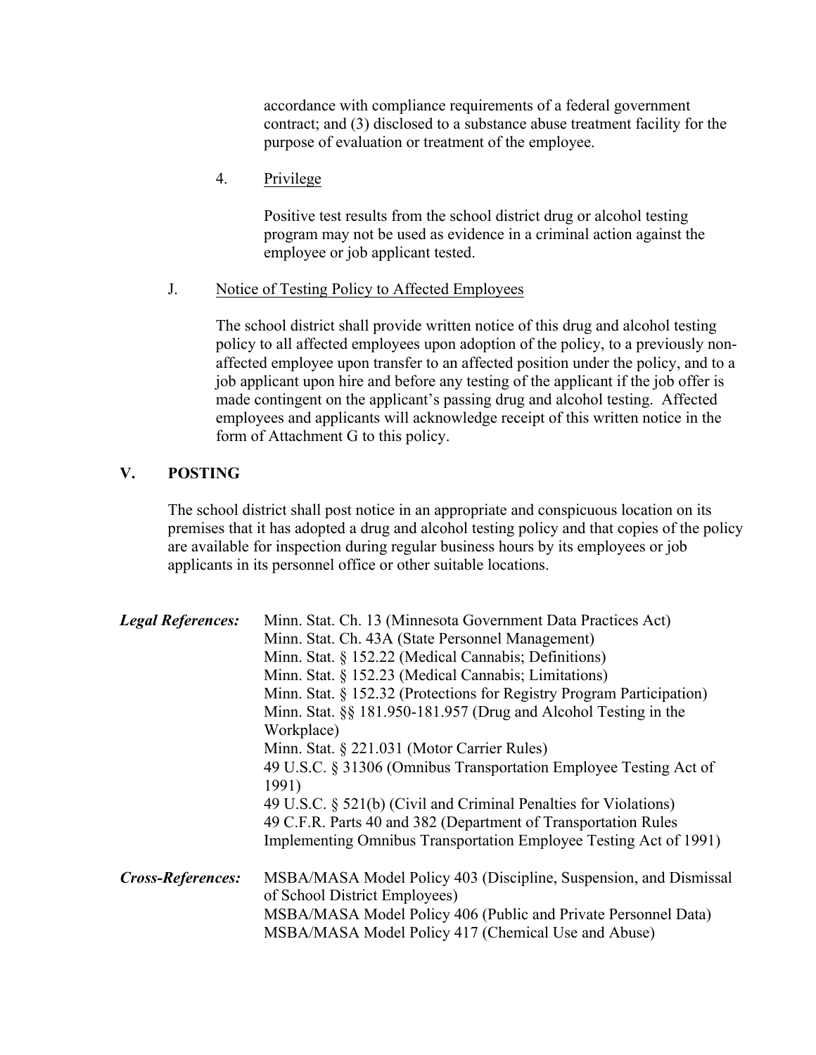accordance with compliance requirements of a federal government contract; and (3) disclosed to a substance abuse treatment facility for the purpose of evaluation or treatment of the employee.

4. Privilege

Positive test results from the school district drug or alcohol testing program may not be used as evidence in a criminal action against the employee or job applicant tested.

J. Notice of Testing Policy to Affected Employees

The school district shall provide written notice of this drug and alcohol testing policy to all affected employees upon adoption of the policy, to a previously non-affected employee upon transfer to an affected position under the policy, and to a job applicant upon hire and before any testing of the applicant if the job offer is made contingent on the applicant's passing drug and alcohol testing. Affected employees and applicants will acknowledge receipt of this written notice in the form of Attachment G to this policy.

## V. POSTING

The school district shall post notice in an appropriate and conspicuous location on its premises that it has adopted a drug and alcohol testing policy and that copies of the policy are available for inspection during regular business hours by its employees or job applicants in its personnel office or other suitable locations.

***Legal References:***
Minn. Stat. Ch. 13 (Minnesota Government Data Practices Act)
Minn. Stat. Ch. 43A (State Personnel Management)
Minn. Stat. § 152.22 (Medical Cannabis; Definitions)
Minn. Stat. § 152.23 (Medical Cannabis; Limitations)
Minn. Stat. § 152.32 (Protections for Registry Program Participation)
Minn. Stat. §§ 181.950-181.957 (Drug and Alcohol Testing in the Workplace)
Minn. Stat. § 221.031 (Motor Carrier Rules)
49 U.S.C. § 31306 (Omnibus Transportation Employee Testing Act of 1991)
49 U.S.C. § 521(b) (Civil and Criminal Penalties for Violations)
49 C.F.R. Parts 40 and 382 (Department of Transportation Rules Implementing Omnibus Transportation Employee Testing Act of 1991)

***Cross-References:***
MSBA/MASA Model Policy 403 (Discipline, Suspension, and Dismissal of School District Employees)
MSBA/MASA Model Policy 406 (Public and Private Personnel Data)
MSBA/MASA Model Policy 417 (Chemical Use and Abuse)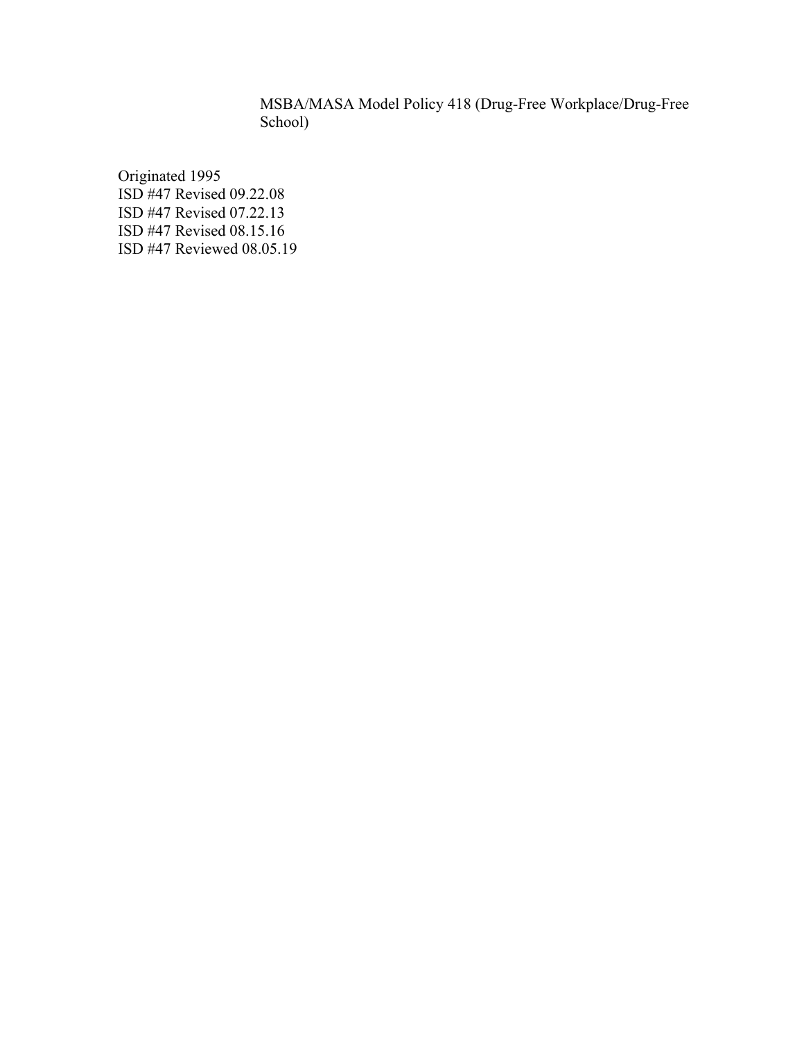MSBA/MASA Model Policy 418 (Drug-Free Workplace/Drug-Free School)

Originated 1995
ISD #47 Revised 09.22.08
ISD #47 Revised 07.22.13
ISD #47 Revised 08.15.16
ISD #47 Reviewed 08.05.19